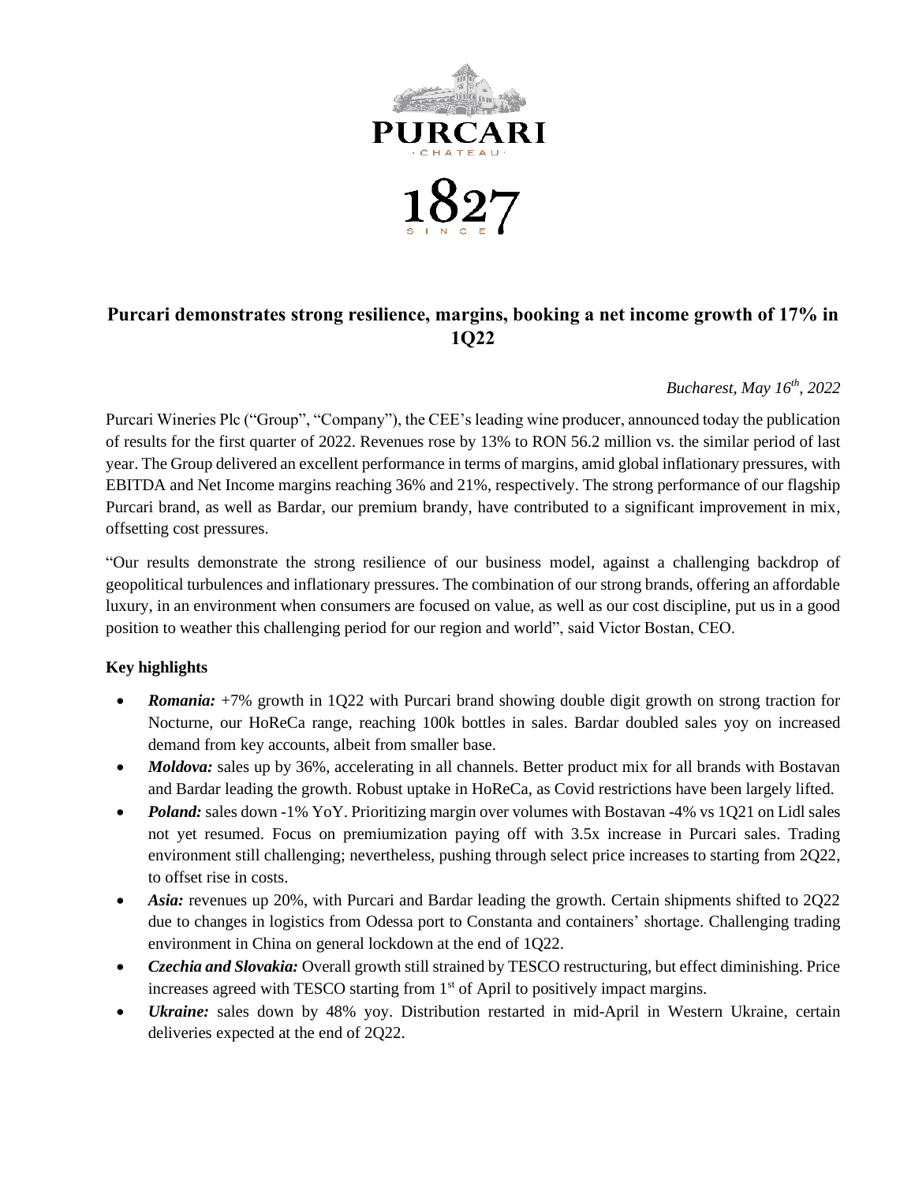# Purcari demonstrates strong resilience, margins, booking a net income growth of 17% in 1Q22

*Bucharest, May 16th, 2022*

Purcari Wineries Plc ("Group", "Company"), the CEE's leading wine producer, announced today the publication of results for the first quarter of 2022. Revenues rose by 13% to RON 56.2 million vs. the similar period of last year. The Group delivered an excellent performance in terms of margins, amid global inflationary pressures, with EBITDA and Net Income margins reaching 36% and 21%, respectively. The strong performance of our flagship Purcari brand, as well as Bardar, our premium brandy, have contributed to a significant improvement in mix, offsetting cost pressures.

"Our results demonstrate the strong resilience of our business model, against a challenging backdrop of geopolitical turbulences and inflationary pressures. The combination of our strong brands, offering an affordable luxury, in an environment when consumers are focused on value, as well as our cost discipline, put us in a good position to weather this challenging period for our region and world", said Victor Bostan, CEO.

**Key highlights**

- ***Romania:*** +7% growth in 1Q22 with Purcari brand showing double digit growth on strong traction for Nocturne, our HoReCa range, reaching 100k bottles in sales. Bardar doubled sales yoy on increased demand from key accounts, albeit from smaller base.
- ***Moldova:*** sales up by 36%, accelerating in all channels. Better product mix for all brands with Bostavan and Bardar leading the growth. Robust uptake in HoReCa, as Covid restrictions have been largely lifted.
- ***Poland:*** sales down -1% YoY. Prioritizing margin over volumes with Bostavan -4% vs 1Q21 on Lidl sales not yet resumed. Focus on premiumization paying off with 3.5x increase in Purcari sales. Trading environment still challenging; nevertheless, pushing through select price increases to starting from 2Q22, to offset rise in costs.
- ***Asia:*** revenues up 20%, with Purcari and Bardar leading the growth. Certain shipments shifted to 2Q22 due to changes in logistics from Odessa port to Constanta and containers' shortage. Challenging trading environment in China on general lockdown at the end of 1Q22.
- ***Czechia and Slovakia:*** Overall growth still strained by TESCO restructuring, but effect diminishing. Price increases agreed with TESCO starting from 1st of April to positively impact margins.
- ***Ukraine:*** sales down by 48% yoy. Distribution restarted in mid-April in Western Ukraine, certain deliveries expected at the end of 2Q22.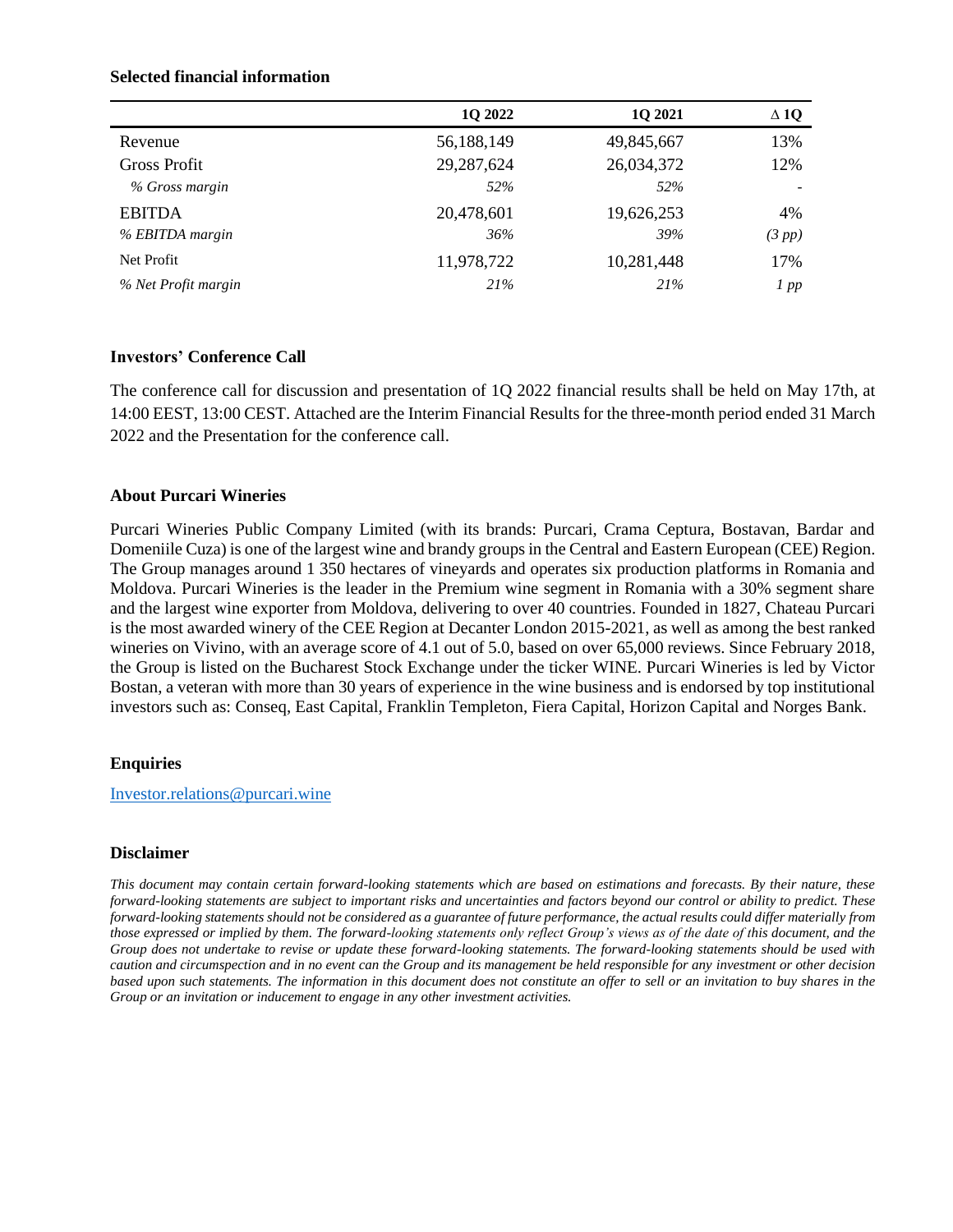**Selected financial information**

| | 1Q 2022 | 1Q 2021 | Δ 1Q |
|---|---|---|---|
| Revenue | 56,188,149 | 49,845,667 | 13% |
| Gross Profit | 29,287,624 | 26,034,372 | 12% |
| *% Gross margin* | *52%* | *52%* | - |
| EBITDA | 20,478,601 | 19,626,253 | 4% |
| *% EBITDA margin* | *36%* | *39%* | *(3 pp)* |
| Net Profit | 11,978,722 | 10,281,448 | 17% |
| *% Net Profit margin* | *21%* | *21%* | *1 pp* |

**Investors' Conference Call**

The conference call for discussion and presentation of 1Q 2022 financial results shall be held on May 17th, at 14:00 EEST, 13:00 CEST. Attached are the Interim Financial Results for the three-month period ended 31 March 2022 and the Presentation for the conference call.

**About Purcari Wineries**

Purcari Wineries Public Company Limited (with its brands: Purcari, Crama Ceptura, Bostavan, Bardar and Domeniile Cuza) is one of the largest wine and brandy groups in the Central and Eastern European (CEE) Region. The Group manages around 1 350 hectares of vineyards and operates six production platforms in Romania and Moldova. Purcari Wineries is the leader in the Premium wine segment in Romania with a 30% segment share and the largest wine exporter from Moldova, delivering to over 40 countries. Founded in 1827, Chateau Purcari is the most awarded winery of the CEE Region at Decanter London 2015-2021, as well as among the best ranked wineries on Vivino, with an average score of 4.1 out of 5.0, based on over 65,000 reviews. Since February 2018, the Group is listed on the Bucharest Stock Exchange under the ticker WINE. Purcari Wineries is led by Victor Bostan, a veteran with more than 30 years of experience in the wine business and is endorsed by top institutional investors such as: Conseq, East Capital, Franklin Templeton, Fiera Capital, Horizon Capital and Norges Bank.

**Enquiries**

Investor.relations@purcari.wine

**Disclaimer**

*This document may contain certain forward-looking statements which are based on estimations and forecasts. By their nature, these forward-looking statements are subject to important risks and uncertainties and factors beyond our control or ability to predict. These forward-looking statements should not be considered as a guarantee of future performance, the actual results could differ materially from those expressed or implied by them. The forward-looking statements only reflect Group's views as of the date of this document, and the Group does not undertake to revise or update these forward-looking statements. The forward-looking statements should be used with caution and circumspection and in no event can the Group and its management be held responsible for any investment or other decision based upon such statements. The information in this document does not constitute an offer to sell or an invitation to buy shares in the Group or an invitation or inducement to engage in any other investment activities.*